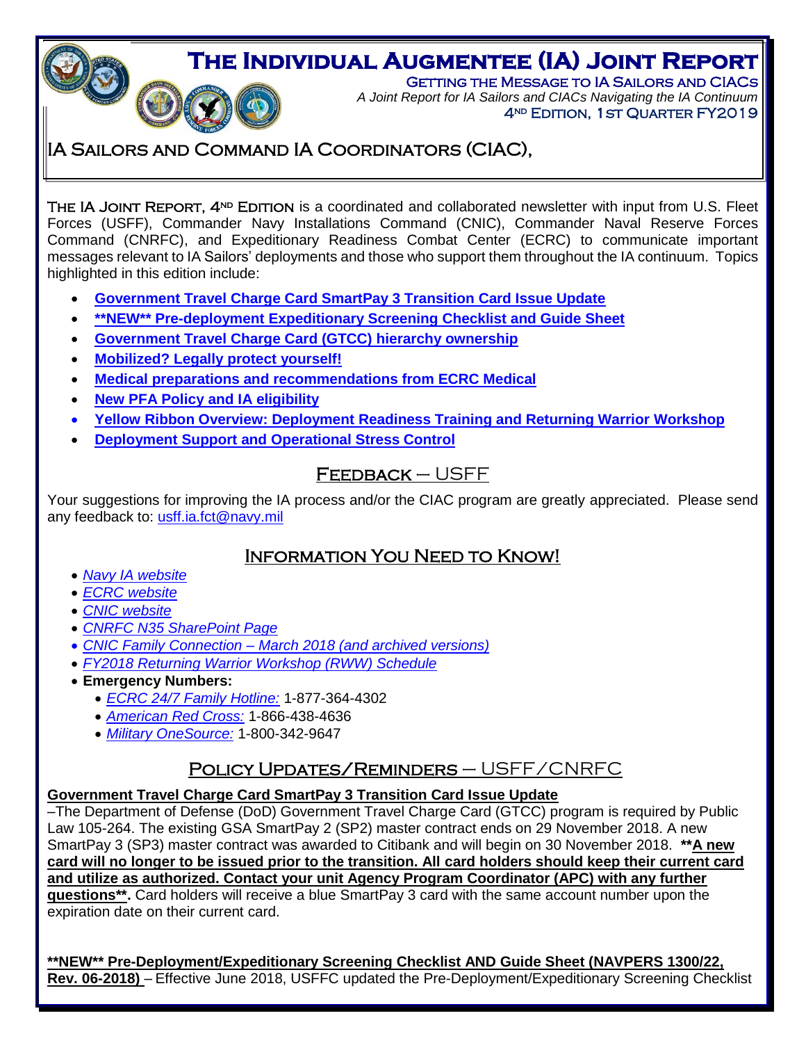# The Individual Augmentee (IA) Joint Report

**Getting the Message to IA Sailors and CIACs**

*A Joint Report for IA Sailors and CIACs Navigating the IA Continuum*

**4ND Edition, 1st Quarter FY2019**

## IA Sailors and Command IA Coordinators (CIAC),

The IA Joint Report, 4ND Edition is a coordinated and collaborated newsletter with input from U.S. Fleet Forces (USFF), Commander Navy Installations Command (CNIC), Commander Naval Reserve Forces Command (CNRFC), and Expeditionary Readiness Combat Center (ECRC) to communicate important messages relevant to IA Sailors' deployments and those who support them throughout the IA continuum. Topics highlighted in this edition include:

- **Government Travel Charge Card SmartPay 3 Transition Card Issue Update**
- **\*\*NEW\*\* Pre-deployment Expeditionary Screening Checklist and Guide Sheet**
- **Government Travel Charge Card (GTCC) hierarchy ownership**
- **Mobilized? Legally protect yourself!**
- **Medical preparations and recommendations from ECRC Medical**
- **New PFA Policy and IA eligibility**
- **Yellow Ribbon Overview: Deployment Readiness Training and Returning Warrior Workshop**
- **Deployment Support and Operational Stress Control**

## Feedback – USFF

Your suggestions for improving the IA process and/or the CIAC program are greatly appreciated. Please send any feedback to: usff.ia.fct@navy.mil

## Information You Need to Know!

- *Navy IA website*
- *ECRC website*
- *CNIC website*
- *CNRFC N35 SharePoint Page*
- *CNIC Family Connection – March 2018 (and archived versions)*
- *FY2018 Returning Warrior Workshop (RWW) Schedule*
- **Emergency Numbers:**
  - *ECRC 24/7 Family Hotline:* 1-877-364-4302
  - *American Red Cross:* 1-866-438-4636
  - *Military OneSource:* 1-800-342-9647

## Policy Updates/Reminders – USFF/CNRFC

**Government Travel Charge Card SmartPay 3 Transition Card Issue Update**

–The Department of Defense (DoD) Government Travel Charge Card (GTCC) program is required by Public Law 105-264. The existing GSA SmartPay 2 (SP2) master contract ends on 29 November 2018. A new SmartPay 3 (SP3) master contract was awarded to Citibank and will begin on 30 November 2018. **\*\*A new card will no longer to be issued prior to the transition. All card holders should keep their current card and utilize as authorized. Contact your unit Agency Program Coordinator (APC) with any further questions\*\*.** Card holders will receive a blue SmartPay 3 card with the same account number upon the expiration date on their current card.

**\*\*NEW\*\* Pre-Deployment/Expeditionary Screening Checklist AND Guide Sheet (NAVPERS 1300/22, Rev. 06-2018)** – Effective June 2018, USFFC updated the Pre-Deployment/Expeditionary Screening Checklist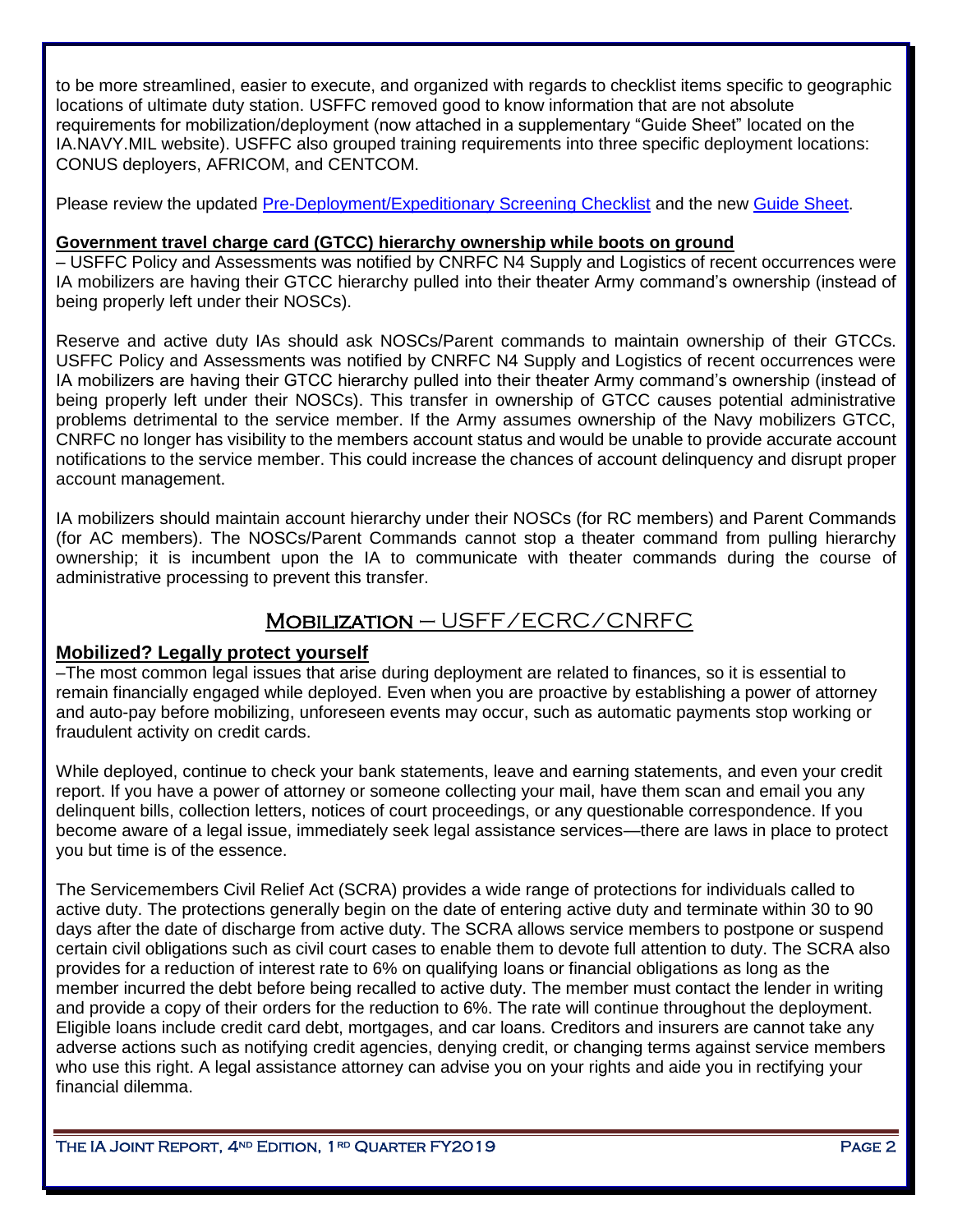to be more streamlined, easier to execute, and organized with regards to checklist items specific to geographic locations of ultimate duty station. USFFC removed good to know information that are not absolute requirements for mobilization/deployment (now attached in a supplementary "Guide Sheet" located on the IA.NAVY.MIL website). USFFC also grouped training requirements into three specific deployment locations: CONUS deployers, AFRICOM, and CENTCOM.

Please review the updated Pre-Deployment/Expeditionary Screening Checklist and the new Guide Sheet.

**Government travel charge card (GTCC) hierarchy ownership while boots on ground**

– USFFC Policy and Assessments was notified by CNRFC N4 Supply and Logistics of recent occurrences were IA mobilizers are having their GTCC hierarchy pulled into their theater Army command's ownership (instead of being properly left under their NOSCs).

Reserve and active duty IAs should ask NOSCs/Parent commands to maintain ownership of their GTCCs. USFFC Policy and Assessments was notified by CNRFC N4 Supply and Logistics of recent occurrences were IA mobilizers are having their GTCC hierarchy pulled into their theater Army command's ownership (instead of being properly left under their NOSCs). This transfer in ownership of GTCC causes potential administrative problems detrimental to the service member. If the Army assumes ownership of the Navy mobilizers GTCC, CNRFC no longer has visibility to the members account status and would be unable to provide accurate account notifications to the service member. This could increase the chances of account delinquency and disrupt proper account management.

IA mobilizers should maintain account hierarchy under their NOSCs (for RC members) and Parent Commands (for AC members). The NOSCs/Parent Commands cannot stop a theater command from pulling hierarchy ownership; it is incumbent upon the IA to communicate with theater commands during the course of administrative processing to prevent this transfer.

## Mobilization – USFF/ECRC/CNRFC

**Mobilized? Legally protect yourself**

–The most common legal issues that arise during deployment are related to finances, so it is essential to remain financially engaged while deployed. Even when you are proactive by establishing a power of attorney and auto-pay before mobilizing, unforeseen events may occur, such as automatic payments stop working or fraudulent activity on credit cards.

While deployed, continue to check your bank statements, leave and earning statements, and even your credit report. If you have a power of attorney or someone collecting your mail, have them scan and email you any delinquent bills, collection letters, notices of court proceedings, or any questionable correspondence. If you become aware of a legal issue, immediately seek legal assistance services—there are laws in place to protect you but time is of the essence.

The Servicemembers Civil Relief Act (SCRA) provides a wide range of protections for individuals called to active duty. The protections generally begin on the date of entering active duty and terminate within 30 to 90 days after the date of discharge from active duty. The SCRA allows service members to postpone or suspend certain civil obligations such as civil court cases to enable them to devote full attention to duty. The SCRA also provides for a reduction of interest rate to 6% on qualifying loans or financial obligations as long as the member incurred the debt before being recalled to active duty. The member must contact the lender in writing and provide a copy of their orders for the reduction to 6%. The rate will continue throughout the deployment. Eligible loans include credit card debt, mortgages, and car loans. Creditors and insurers are cannot take any adverse actions such as notifying credit agencies, denying credit, or changing terms against service members who use this right. A legal assistance attorney can advise you on your rights and aide you in rectifying your financial dilemma.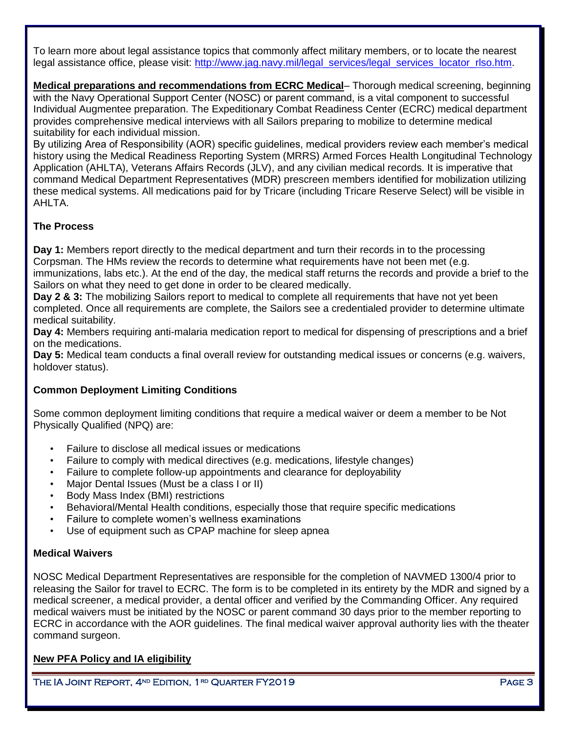To learn more about legal assistance topics that commonly affect military members, or to locate the nearest legal assistance office, please visit: [http://www.jag.navy.mil/legal_services/legal_services_locator_rlso.htm](http://www.jag.navy.mil/legal_services/legal_services_locator_rlso.htm).

**Medical preparations and recommendations from ECRC Medical**– Thorough medical screening, beginning with the Navy Operational Support Center (NOSC) or parent command, is a vital component to successful Individual Augmentee preparation. The Expeditionary Combat Readiness Center (ECRC) medical department provides comprehensive medical interviews with all Sailors preparing to mobilize to determine medical suitability for each individual mission.

By utilizing Area of Responsibility (AOR) specific guidelines, medical providers review each member's medical history using the Medical Readiness Reporting System (MRRS) Armed Forces Health Longitudinal Technology Application (AHLTA), Veterans Affairs Records (JLV), and any civilian medical records. It is imperative that command Medical Department Representatives (MDR) prescreen members identified for mobilization utilizing these medical systems. All medications paid for by Tricare (including Tricare Reserve Select) will be visible in AHLTA.

### The Process

**Day 1:** Members report directly to the medical department and turn their records in to the processing Corpsman. The HMs review the records to determine what requirements have not been met (e.g. immunizations, labs etc.). At the end of the day, the medical staff returns the records and provide a brief to the Sailors on what they need to get done in order to be cleared medically.

**Day 2 & 3:** The mobilizing Sailors report to medical to complete all requirements that have not yet been completed. Once all requirements are complete, the Sailors see a credentialed provider to determine ultimate medical suitability.

**Day 4:** Members requiring anti-malaria medication report to medical for dispensing of prescriptions and a brief on the medications.

**Day 5:** Medical team conducts a final overall review for outstanding medical issues or concerns (e.g. waivers, holdover status).

### Common Deployment Limiting Conditions

Some common deployment limiting conditions that require a medical waiver or deem a member to be Not Physically Qualified (NPQ) are:

- Failure to disclose all medical issues or medications
- Failure to comply with medical directives (e.g. medications, lifestyle changes)
- Failure to complete follow-up appointments and clearance for deployability
- Major Dental Issues (Must be a class I or II)
- Body Mass Index (BMI) restrictions
- Behavioral/Mental Health conditions, especially those that require specific medications
- Failure to complete women's wellness examinations
- Use of equipment such as CPAP machine for sleep apnea

### Medical Waivers

NOSC Medical Department Representatives are responsible for the completion of NAVMED 1300/4 prior to releasing the Sailor for travel to ECRC. The form is to be completed in its entirety by the MDR and signed by a medical screener, a medical provider, a dental officer and verified by the Commanding Officer. Any required medical waivers must be initiated by the NOSC or parent command 30 days prior to the member reporting to ECRC in accordance with the AOR guidelines. The final medical waiver approval authority lies with the theater command surgeon.

**New PFA Policy and IA eligibility**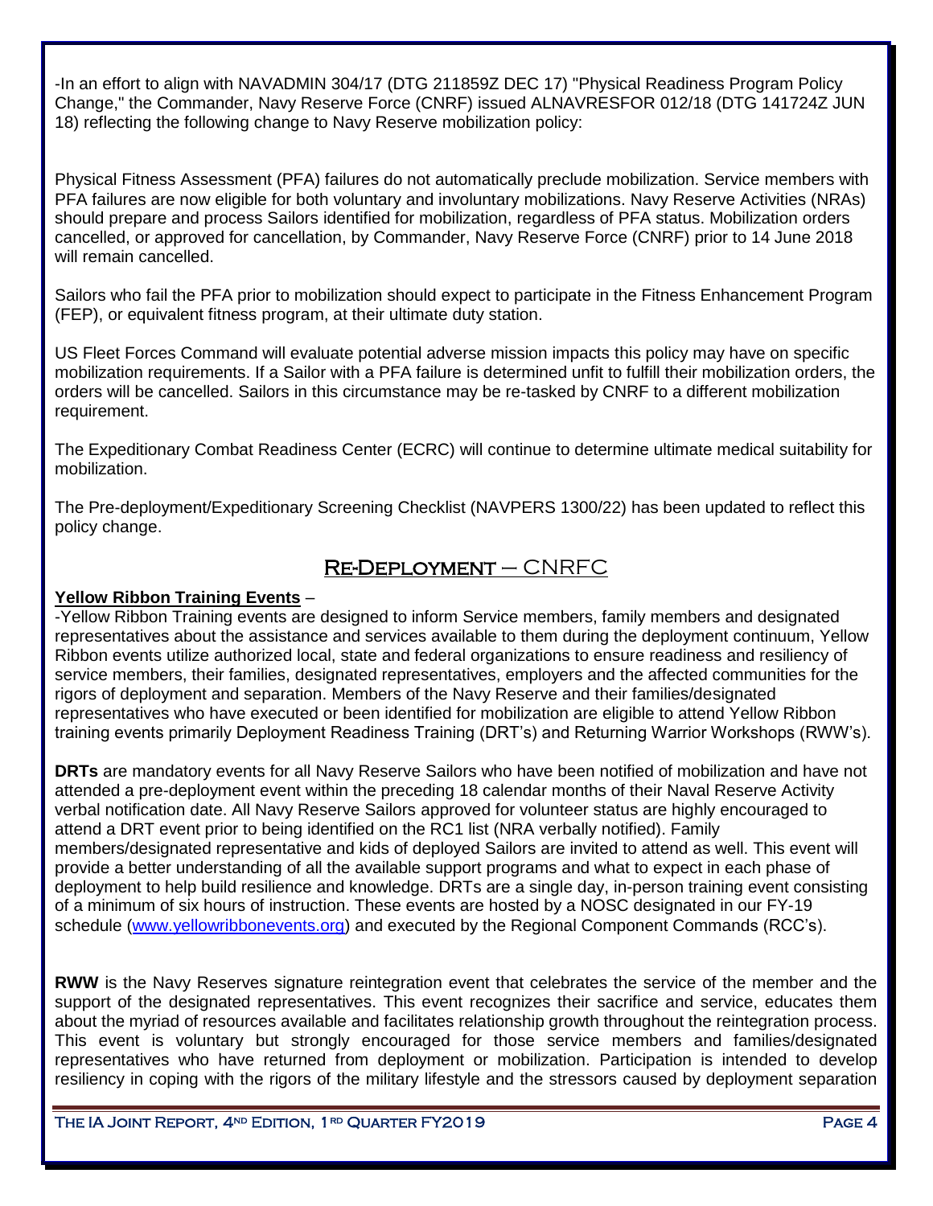-In an effort to align with NAVADMIN 304/17 (DTG 211859Z DEC 17) "Physical Readiness Program Policy Change," the Commander, Navy Reserve Force (CNRF) issued ALNAVRESFOR 012/18 (DTG 141724Z JUN 18) reflecting the following change to Navy Reserve mobilization policy:

Physical Fitness Assessment (PFA) failures do not automatically preclude mobilization. Service members with PFA failures are now eligible for both voluntary and involuntary mobilizations. Navy Reserve Activities (NRAs) should prepare and process Sailors identified for mobilization, regardless of PFA status. Mobilization orders cancelled, or approved for cancellation, by Commander, Navy Reserve Force (CNRF) prior to 14 June 2018 will remain cancelled.

Sailors who fail the PFA prior to mobilization should expect to participate in the Fitness Enhancement Program (FEP), or equivalent fitness program, at their ultimate duty station.

US Fleet Forces Command will evaluate potential adverse mission impacts this policy may have on specific mobilization requirements. If a Sailor with a PFA failure is determined unfit to fulfill their mobilization orders, the orders will be cancelled. Sailors in this circumstance may be re-tasked by CNRF to a different mobilization requirement.

The Expeditionary Combat Readiness Center (ECRC) will continue to determine ultimate medical suitability for mobilization.

The Pre-deployment/Expeditionary Screening Checklist (NAVPERS 1300/22) has been updated to reflect this policy change.

## Re-Deployment – CNRFC

**Yellow Ribbon Training Events** –

-Yellow Ribbon Training events are designed to inform Service members, family members and designated representatives about the assistance and services available to them during the deployment continuum, Yellow Ribbon events utilize authorized local, state and federal organizations to ensure readiness and resiliency of service members, their families, designated representatives, employers and the affected communities for the rigors of deployment and separation. Members of the Navy Reserve and their families/designated representatives who have executed or been identified for mobilization are eligible to attend Yellow Ribbon training events primarily Deployment Readiness Training (DRT's) and Returning Warrior Workshops (RWW's).

**DRTs** are mandatory events for all Navy Reserve Sailors who have been notified of mobilization and have not attended a pre-deployment event within the preceding 18 calendar months of their Naval Reserve Activity verbal notification date. All Navy Reserve Sailors approved for volunteer status are highly encouraged to attend a DRT event prior to being identified on the RC1 list (NRA verbally notified). Family members/designated representative and kids of deployed Sailors are invited to attend as well. This event will provide a better understanding of all the available support programs and what to expect in each phase of deployment to help build resilience and knowledge. DRTs are a single day, in-person training event consisting of a minimum of six hours of instruction. These events are hosted by a NOSC designated in our FY-19 schedule (www.yellowribbonevents.org) and executed by the Regional Component Commands (RCC's).

**RWW** is the Navy Reserves signature reintegration event that celebrates the service of the member and the support of the designated representatives. This event recognizes their sacrifice and service, educates them about the myriad of resources available and facilitates relationship growth throughout the reintegration process. This event is voluntary but strongly encouraged for those service members and families/designated representatives who have returned from deployment or mobilization. Participation is intended to develop resiliency in coping with the rigors of the military lifestyle and the stressors caused by deployment separation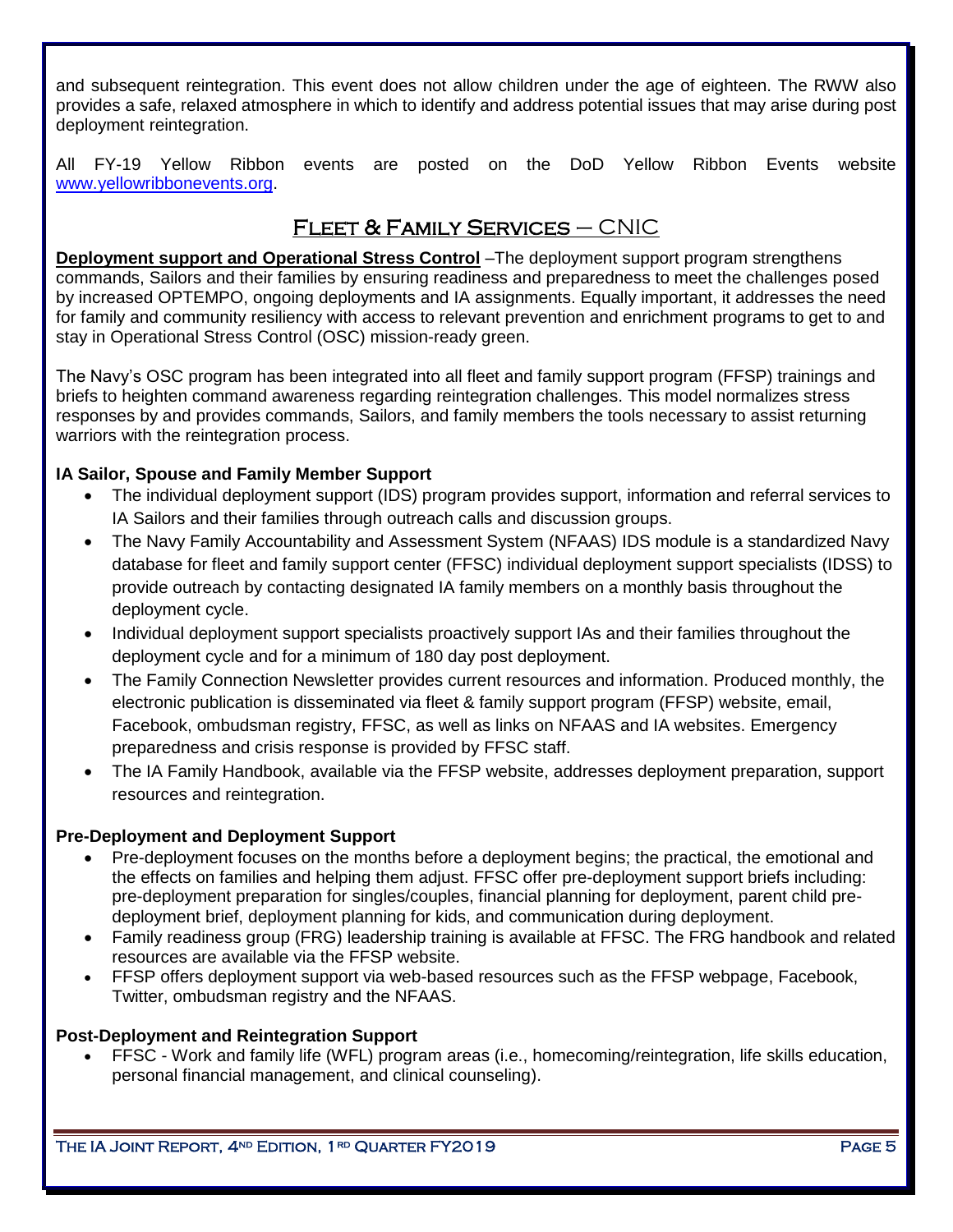and subsequent reintegration. This event does not allow children under the age of eighteen. The RWW also provides a safe, relaxed atmosphere in which to identify and address potential issues that may arise during post deployment reintegration.

All FY-19 Yellow Ribbon events are posted on the DoD Yellow Ribbon Events website www.yellowribbonevents.org.

## Fleet & Family Services – CNIC

**Deployment support and Operational Stress Control** –The deployment support program strengthens commands, Sailors and their families by ensuring readiness and preparedness to meet the challenges posed by increased OPTEMPO, ongoing deployments and IA assignments. Equally important, it addresses the need for family and community resiliency with access to relevant prevention and enrichment programs to get to and stay in Operational Stress Control (OSC) mission-ready green.

The Navy's OSC program has been integrated into all fleet and family support program (FFSP) trainings and briefs to heighten command awareness regarding reintegration challenges. This model normalizes stress responses by and provides commands, Sailors, and family members the tools necessary to assist returning warriors with the reintegration process.

**IA Sailor, Spouse and Family Member Support**

- The individual deployment support (IDS) program provides support, information and referral services to IA Sailors and their families through outreach calls and discussion groups.
- The Navy Family Accountability and Assessment System (NFAAS) IDS module is a standardized Navy database for fleet and family support center (FFSC) individual deployment support specialists (IDSS) to provide outreach by contacting designated IA family members on a monthly basis throughout the deployment cycle.
- Individual deployment support specialists proactively support IAs and their families throughout the deployment cycle and for a minimum of 180 day post deployment.
- The Family Connection Newsletter provides current resources and information. Produced monthly, the electronic publication is disseminated via fleet & family support program (FFSP) website, email, Facebook, ombudsman registry, FFSC, as well as links on NFAAS and IA websites. Emergency preparedness and crisis response is provided by FFSC staff.
- The IA Family Handbook, available via the FFSP website, addresses deployment preparation, support resources and reintegration.

**Pre-Deployment and Deployment Support**

- Pre-deployment focuses on the months before a deployment begins; the practical, the emotional and the effects on families and helping them adjust. FFSC offer pre-deployment support briefs including: pre-deployment preparation for singles/couples, financial planning for deployment, parent child pre-deployment brief, deployment planning for kids, and communication during deployment.
- Family readiness group (FRG) leadership training is available at FFSC. The FRG handbook and related resources are available via the FFSP website.
- FFSP offers deployment support via web-based resources such as the FFSP webpage, Facebook, Twitter, ombudsman registry and the NFAAS.

**Post-Deployment and Reintegration Support**

- FFSC - Work and family life (WFL) program areas (i.e., homecoming/reintegration, life skills education, personal financial management, and clinical counseling).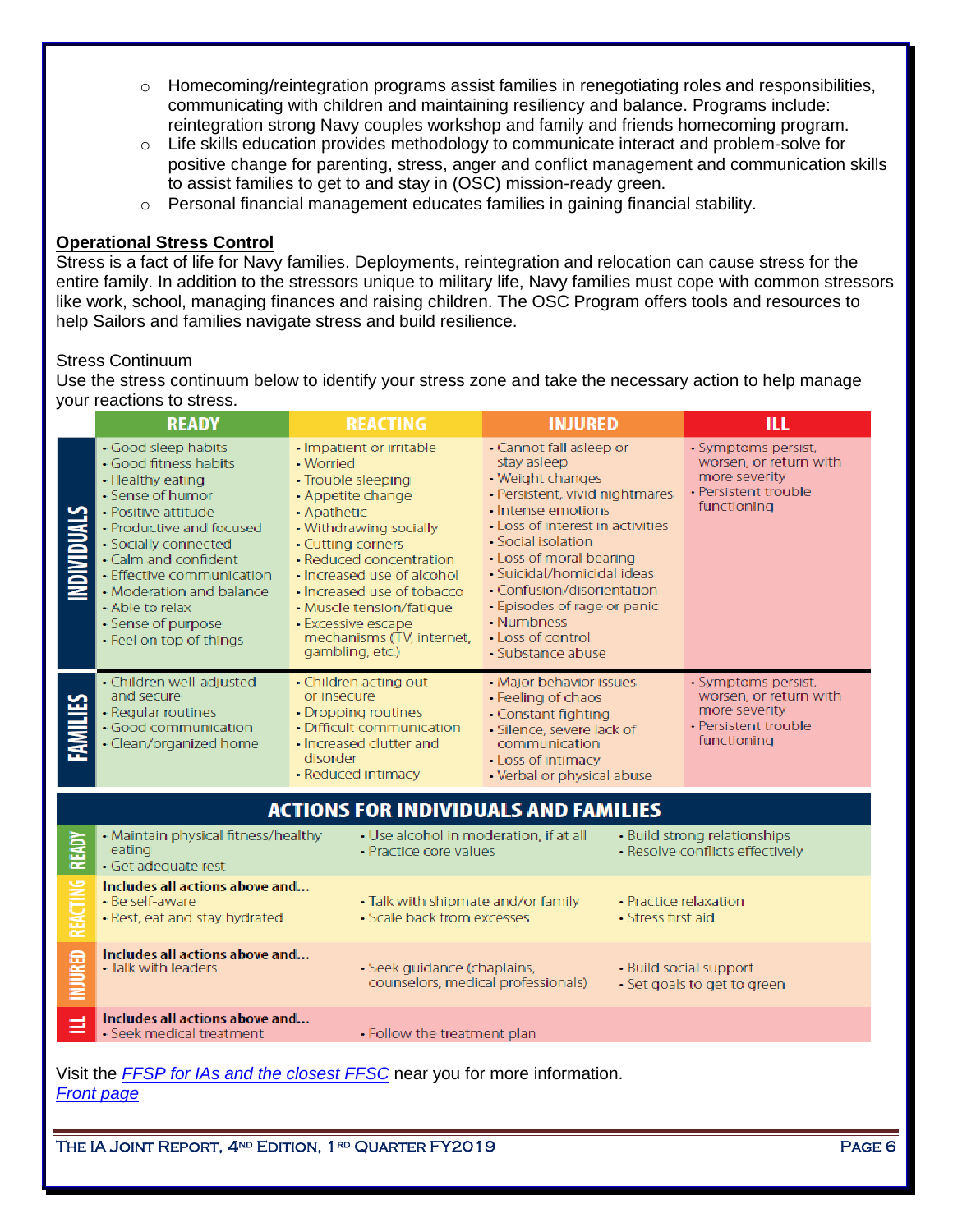- Homecoming/reintegration programs assist families in renegotiating roles and responsibilities, communicating with children and maintaining resiliency and balance. Programs include: reintegration strong Navy couples workshop and family and friends homecoming program.
- Life skills education provides methodology to communicate interact and problem-solve for positive change for parenting, stress, anger and conflict management and communication skills to assist families to get to and stay in (OSC) mission-ready green.
- Personal financial management educates families in gaining financial stability.

**Operational Stress Control**

Stress is a fact of life for Navy families. Deployments, reintegration and relocation can cause stress for the entire family. In addition to the stressors unique to military life, Navy families must cope with common stressors like work, school, managing finances and raising children. The OSC Program offers tools and resources to help Sailors and families navigate stress and build resilience.

Stress Continuum

Use the stress continuum below to identify your stress zone and take the necessary action to help manage your reactions to stress.

| | READY | REACTING | INJURED | ILL |
|---|---|---|---|---|
| INDIVIDUALS | • Good sleep habits<br>• Good fitness habits<br>• Healthy eating<br>• Sense of humor<br>• Positive attitude<br>• Productive and focused<br>• Socially connected<br>• Calm and confident<br>• Effective communication<br>• Moderation and balance<br>• Able to relax<br>• Sense of purpose<br>• Feel on top of things | • Impatient or irritable<br>• Worried<br>• Trouble sleeping<br>• Appetite change<br>• Apathetic<br>• Withdrawing socially<br>• Cutting corners<br>• Reduced concentration<br>• Increased use of alcohol<br>• Increased use of tobacco<br>• Muscle tension/fatigue<br>• Excessive escape mechanisms (TV, internet, gambling, etc.) | • Cannot fall asleep or stay asleep<br>• Weight changes<br>• Persistent, vivid nightmares<br>• Intense emotions<br>• Loss of interest in activities<br>• Social isolation<br>• Loss of moral bearing<br>• Suicidal/homicidal ideas<br>• Confusion/disorientation<br>• Episodes of rage or panic<br>• Numbness<br>• Loss of control<br>• Substance abuse | • Symptoms persist, worsen, or return with more severity<br>• Persistent trouble functioning |
| FAMILIES | • Children well-adjusted and secure<br>• Regular routines<br>• Good communication<br>• Clean/organized home | • Children acting out or insecure<br>• Dropping routines<br>• Difficult communication<br>• Increased clutter and disorder<br>• Reduced intimacy | • Major behavior issues<br>• Feeling of chaos<br>• Constant fighting<br>• Silence, severe lack of communication<br>• Loss of intimacy<br>• Verbal or physical abuse | • Symptoms persist, worsen, or return with more severity<br>• Persistent trouble functioning |

**ACTIONS FOR INDIVIDUALS AND FAMILIES**

| | | | |
|---|---|---|---|
| READY | • Maintain physical fitness/healthy eating<br>• Get adequate rest | • Use alcohol in moderation, if at all<br>• Practice core values | • Build strong relationships<br>• Resolve conflicts effectively |
| REACTING | **Includes all actions above and...**<br>• Be self-aware<br>• Rest, eat and stay hydrated | • Talk with shipmate and/or family<br>• Scale back from excesses | • Practice relaxation<br>• Stress first aid |
| INJURED | **Includes all actions above and...**<br>• Talk with leaders | • Seek guidance (chaplains, counselors, medical professionals) | • Build social support<br>• Set goals to get to green |
| ILL | **Includes all actions above and...**<br>• Seek medical treatment | • Follow the treatment plan | |

Visit the *FFSP for IAs and the closest FFSC* near you for more information.

*Front page*